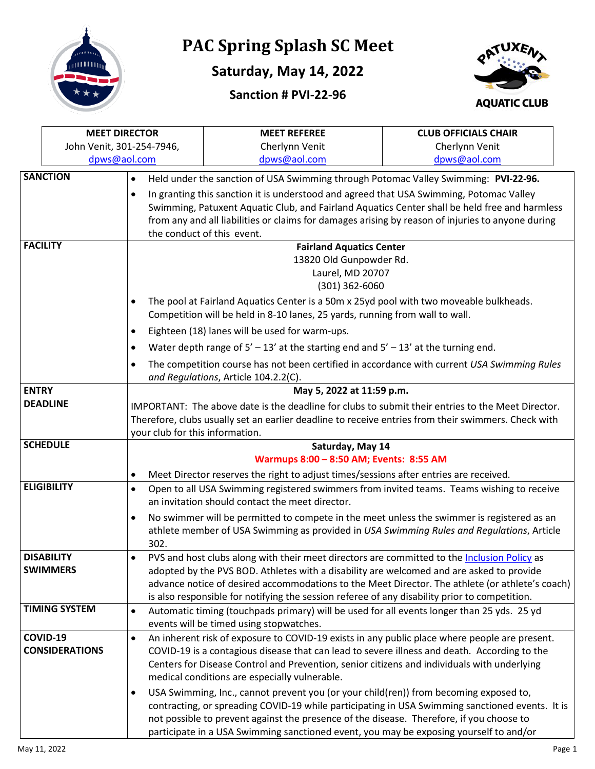# PAC Spring Splash SC Meet

## Saturday, May 14, 2022

### Sanction # PVI-22-96

| MEET DIRECTOR | MEET REFEREE | CLUB OFFICIALS CHAIR |
|---|---|---|
| John Venit, 301-254-7946, dpws@aol.com | Cherlynn Venit dpws@aol.com | Cherlynn Venit dpws@aol.com |

**SANCTION**

- Held under the sanction of USA Swimming through Potomac Valley Swimming: **PVI-22-96.**
- In granting this sanction it is understood and agreed that USA Swimming, Potomac Valley Swimming, Patuxent Aquatic Club, and Fairland Aquatics Center shall be held free and harmless from any and all liabilities or claims for damages arising by reason of injuries to anyone during the conduct of this event.

**FACILITY**

**Fairland Aquatics Center**
13820 Old Gunpowder Rd.
Laurel, MD 20707
(301) 362-6060

- The pool at Fairland Aquatics Center is a 50m x 25yd pool with two moveable bulkheads. Competition will be held in 8-10 lanes, 25 yards, running from wall to wall.
- Eighteen (18) lanes will be used for warm-ups.
- Water depth range of 5' – 13' at the starting end and 5' – 13' at the turning end.
- The competition course has not been certified in accordance with current *USA Swimming Rules and Regulations*, Article 104.2.2(C).

**ENTRY DEADLINE**

**May 5, 2022 at 11:59 p.m.**

IMPORTANT: The above date is the deadline for clubs to submit their entries to the Meet Director. Therefore, clubs usually set an earlier deadline to receive entries from their swimmers. Check with your club for this information.

**SCHEDULE**

**Saturday, May 14**
**Warmups 8:00 – 8:50 AM; Events: 8:55 AM**

- Meet Director reserves the right to adjust times/sessions after entries are received.

**ELIGIBILITY**

- Open to all USA Swimming registered swimmers from invited teams. Teams wishing to receive an invitation should contact the meet director.
- No swimmer will be permitted to compete in the meet unless the swimmer is registered as an athlete member of USA Swimming as provided in *USA Swimming Rules and Regulations*, Article 302.

**DISABILITY SWIMMERS**

- PVS and host clubs along with their meet directors are committed to the Inclusion Policy as adopted by the PVS BOD. Athletes with a disability are welcomed and are asked to provide advance notice of desired accommodations to the Meet Director. The athlete (or athlete's coach) is also responsible for notifying the session referee of any disability prior to competition.

**TIMING SYSTEM**

- Automatic timing (touchpads primary) will be used for all events longer than 25 yds. 25 yd events will be timed using stopwatches.

**COVID-19 CONSIDERATIONS**

- An inherent risk of exposure to COVID-19 exists in any public place where people are present. COVID-19 is a contagious disease that can lead to severe illness and death. According to the Centers for Disease Control and Prevention, senior citizens and individuals with underlying medical conditions are especially vulnerable.
- USA Swimming, Inc., cannot prevent you (or your child(ren)) from becoming exposed to, contracting, or spreading COVID-19 while participating in USA Swimming sanctioned events. It is not possible to prevent against the presence of the disease. Therefore, if you choose to participate in a USA Swimming sanctioned event, you may be exposing yourself to and/or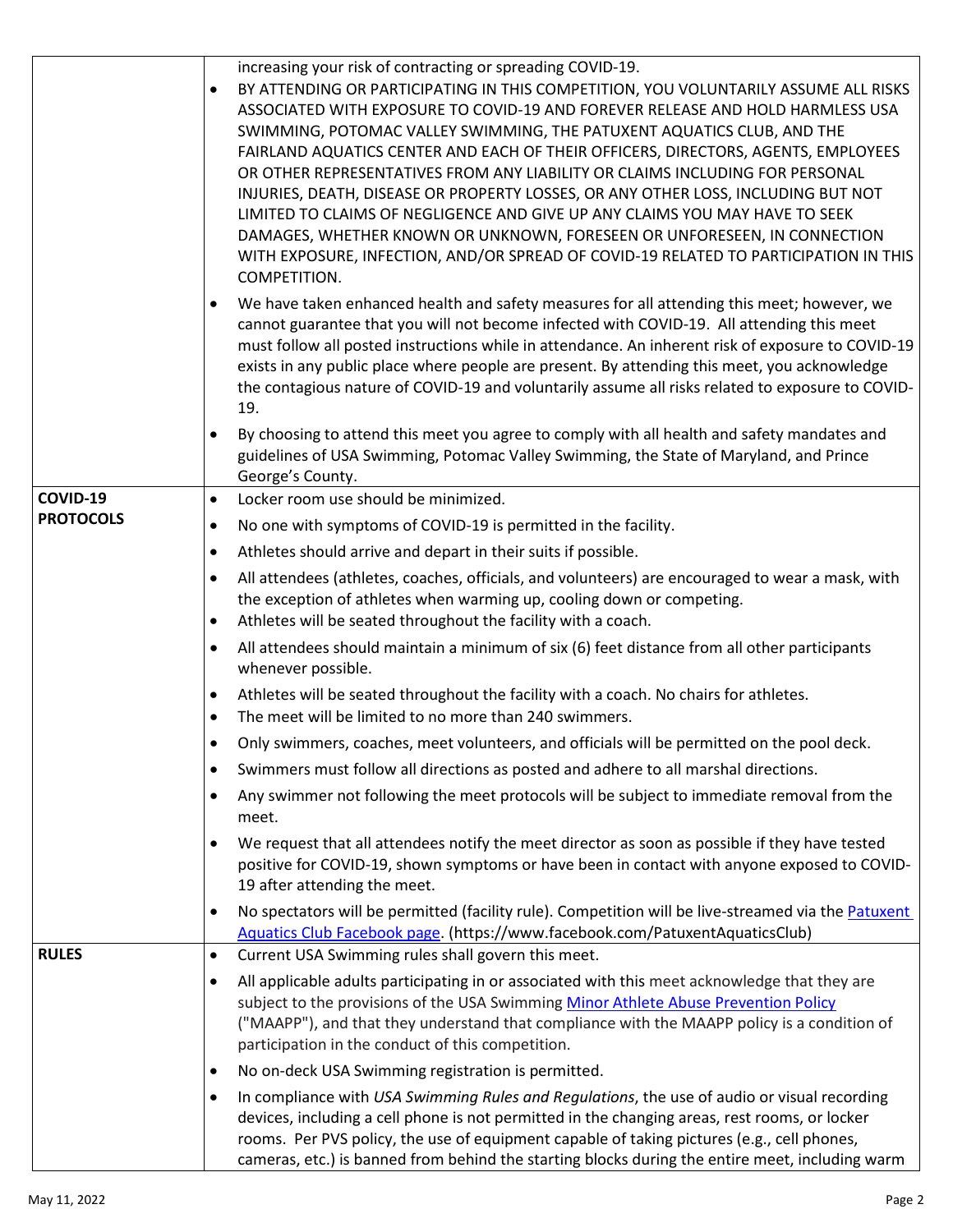| | |
|---|---|
| | increasing your risk of contracting or spreading COVID-19.<br>• BY ATTENDING OR PARTICIPATING IN THIS COMPETITION, YOU VOLUNTARILY ASSUME ALL RISKS ASSOCIATED WITH EXPOSURE TO COVID-19 AND FOREVER RELEASE AND HOLD HARMLESS USA SWIMMING, POTOMAC VALLEY SWIMMING, THE PATUXENT AQUATICS CLUB, AND THE FAIRLAND AQUATICS CENTER AND EACH OF THEIR OFFICERS, DIRECTORS, AGENTS, EMPLOYEES OR OTHER REPRESENTATIVES FROM ANY LIABILITY OR CLAIMS INCLUDING FOR PERSONAL INJURIES, DEATH, DISEASE OR PROPERTY LOSSES, OR ANY OTHER LOSS, INCLUDING BUT NOT LIMITED TO CLAIMS OF NEGLIGENCE AND GIVE UP ANY CLAIMS YOU MAY HAVE TO SEEK DAMAGES, WHETHER KNOWN OR UNKNOWN, FORESEEN OR UNFORESEEN, IN CONNECTION WITH EXPOSURE, INFECTION, AND/OR SPREAD OF COVID-19 RELATED TO PARTICIPATION IN THIS COMPETITION.<br>• We have taken enhanced health and safety measures for all attending this meet; however, we cannot guarantee that you will not become infected with COVID-19. All attending this meet must follow all posted instructions while in attendance. An inherent risk of exposure to COVID-19 exists in any public place where people are present. By attending this meet, you acknowledge the contagious nature of COVID-19 and voluntarily assume all risks related to exposure to COVID-19.<br>• By choosing to attend this meet you agree to comply with all health and safety mandates and guidelines of USA Swimming, Potomac Valley Swimming, the State of Maryland, and Prince George's County. |
| **COVID-19 PROTOCOLS** | • Locker room use should be minimized.<br>• No one with symptoms of COVID-19 is permitted in the facility.<br>• Athletes should arrive and depart in their suits if possible.<br>• All attendees (athletes, coaches, officials, and volunteers) are encouraged to wear a mask, with the exception of athletes when warming up, cooling down or competing.<br>• Athletes will be seated throughout the facility with a coach.<br>• All attendees should maintain a minimum of six (6) feet distance from all other participants whenever possible.<br>• Athletes will be seated throughout the facility with a coach. No chairs for athletes.<br>• The meet will be limited to no more than 240 swimmers.<br>• Only swimmers, coaches, meet volunteers, and officials will be permitted on the pool deck.<br>• Swimmers must follow all directions as posted and adhere to all marshal directions.<br>• Any swimmer not following the meet protocols will be subject to immediate removal from the meet.<br>• We request that all attendees notify the meet director as soon as possible if they have tested positive for COVID-19, shown symptoms or have been in contact with anyone exposed to COVID-19 after attending the meet.<br>• No spectators will be permitted (facility rule). Competition will be live-streamed via the [Patuxent Aquatics Club Facebook page](https://www.facebook.com/PatuxentAquaticsClub). (https://www.facebook.com/PatuxentAquaticsClub) |
| **RULES** | • Current USA Swimming rules shall govern this meet.<br>• All applicable adults participating in or associated with this meet acknowledge that they are subject to the provisions of the USA Swimming [Minor Athlete Abuse Prevention Policy]() ("MAAPP"), and that they understand that compliance with the MAAPP policy is a condition of participation in the conduct of this competition.<br>• No on-deck USA Swimming registration is permitted.<br>• In compliance with *USA Swimming Rules and Regulations*, the use of audio or visual recording devices, including a cell phone is not permitted in the changing areas, rest rooms, or locker rooms. Per PVS policy, the use of equipment capable of taking pictures (e.g., cell phones, cameras, etc.) is banned from behind the starting blocks during the entire meet, including warm |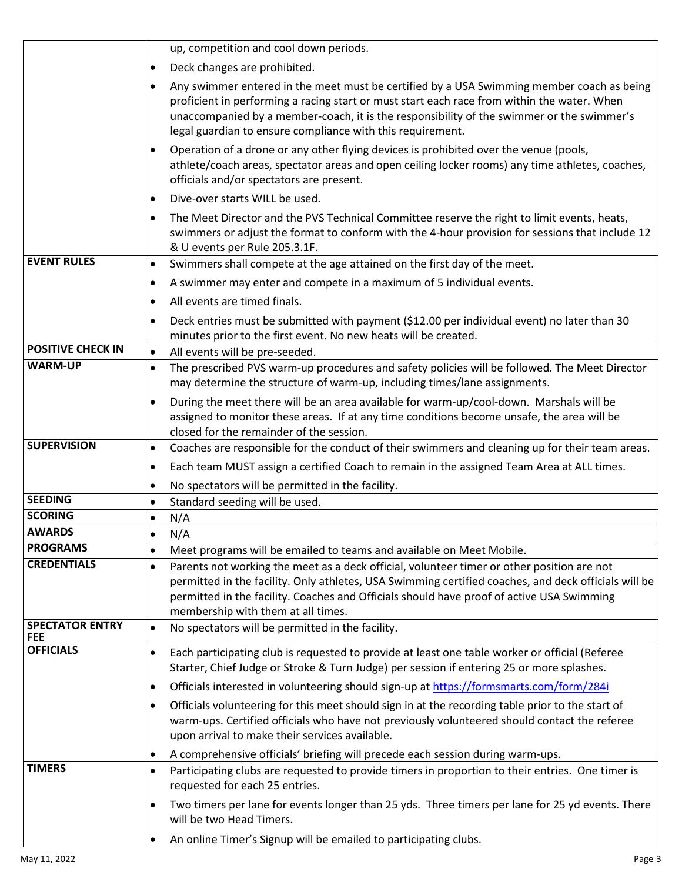| | |
|---|---|
| | up, competition and cool down periods.<br>• Deck changes are prohibited.<br>• Any swimmer entered in the meet must be certified by a USA Swimming member coach as being proficient in performing a racing start or must start each race from within the water. When unaccompanied by a member-coach, it is the responsibility of the swimmer or the swimmer's legal guardian to ensure compliance with this requirement.<br>• Operation of a drone or any other flying devices is prohibited over the venue (pools, athlete/coach areas, spectator areas and open ceiling locker rooms) any time athletes, coaches, officials and/or spectators are present.<br>• Dive-over starts WILL be used.<br>• The Meet Director and the PVS Technical Committee reserve the right to limit events, heats, swimmers or adjust the format to conform with the 4-hour provision for sessions that include 12 & U events per Rule 205.3.1F. |
| **EVENT RULES** | • Swimmers shall compete at the age attained on the first day of the meet.<br>• A swimmer may enter and compete in a maximum of 5 individual events.<br>• All events are timed finals.<br>• Deck entries must be submitted with payment ($12.00 per individual event) no later than 30 minutes prior to the first event. No new heats will be created. |
| **POSITIVE CHECK IN** | • All events will be pre-seeded. |
| **WARM-UP** | • The prescribed PVS warm-up procedures and safety policies will be followed. The Meet Director may determine the structure of warm-up, including times/lane assignments.<br>• During the meet there will be an area available for warm-up/cool-down. Marshals will be assigned to monitor these areas. If at any time conditions become unsafe, the area will be closed for the remainder of the session. |
| **SUPERVISION** | • Coaches are responsible for the conduct of their swimmers and cleaning up for their team areas.<br>• Each team MUST assign a certified Coach to remain in the assigned Team Area at ALL times.<br>• No spectators will be permitted in the facility. |
| **SEEDING** | • Standard seeding will be used. |
| **SCORING** | • N/A |
| **AWARDS** | • N/A |
| **PROGRAMS** | • Meet programs will be emailed to teams and available on Meet Mobile. |
| **CREDENTIALS** | • Parents not working the meet as a deck official, volunteer timer or other position are not permitted in the facility. Only athletes, USA Swimming certified coaches, and deck officials will be permitted in the facility. Coaches and Officials should have proof of active USA Swimming membership with them at all times. |
| **SPECTATOR ENTRY FEE** | • No spectators will be permitted in the facility. |
| **OFFICIALS** | • Each participating club is requested to provide at least one table worker or official (Referee Starter, Chief Judge or Stroke & Turn Judge) per session if entering 25 or more splashes.<br>• Officials interested in volunteering should sign-up at https://formsmarts.com/form/284i<br>• Officials volunteering for this meet should sign in at the recording table prior to the start of warm-ups. Certified officials who have not previously volunteered should contact the referee upon arrival to make their services available.<br>• A comprehensive officials' briefing will precede each session during warm-ups. |
| **TIMERS** | • Participating clubs are requested to provide timers in proportion to their entries. One timer is requested for each 25 entries.<br>• Two timers per lane for events longer than 25 yds. Three timers per lane for 25 yd events. There will be two Head Timers.<br>• An online Timer's Signup will be emailed to participating clubs. |

May 11, 2022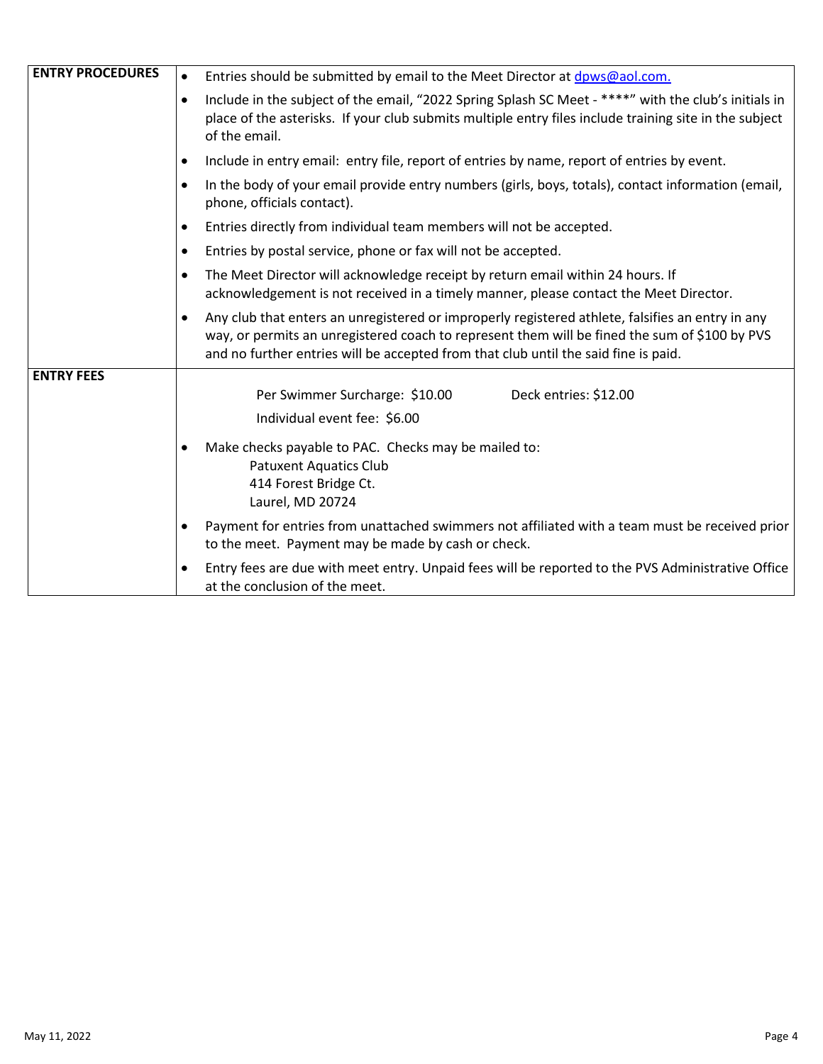| | |
|---|---|
| **ENTRY PROCEDURES** | • Entries should be submitted by email to the Meet Director at dpws@aol.com.<br>• Include in the subject of the email, "2022 Spring Splash SC Meet - ****" with the club's initials in place of the asterisks. If your club submits multiple entry files include training site in the subject of the email.<br>• Include in entry email: entry file, report of entries by name, report of entries by event.<br>• In the body of your email provide entry numbers (girls, boys, totals), contact information (email, phone, officials contact).<br>• Entries directly from individual team members will not be accepted.<br>• Entries by postal service, phone or fax will not be accepted.<br>• The Meet Director will acknowledge receipt by return email within 24 hours. If acknowledgement is not received in a timely manner, please contact the Meet Director.<br>• Any club that enters an unregistered or improperly registered athlete, falsifies an entry in any way, or permits an unregistered coach to represent them will be fined the sum of $100 by PVS and no further entries will be accepted from that club until the said fine is paid. |
| **ENTRY FEES** | Per Swimmer Surcharge: $10.00 &nbsp;&nbsp;&nbsp;&nbsp; Deck entries: $12.00<br>Individual event fee: $6.00<br>• Make checks payable to PAC. Checks may be mailed to:<br>Patuxent Aquatics Club<br>414 Forest Bridge Ct.<br>Laurel, MD 20724<br>• Payment for entries from unattached swimmers not affiliated with a team must be received prior to the meet. Payment may be made by cash or check.<br>• Entry fees are due with meet entry. Unpaid fees will be reported to the PVS Administrative Office at the conclusion of the meet. |

May 11, 2022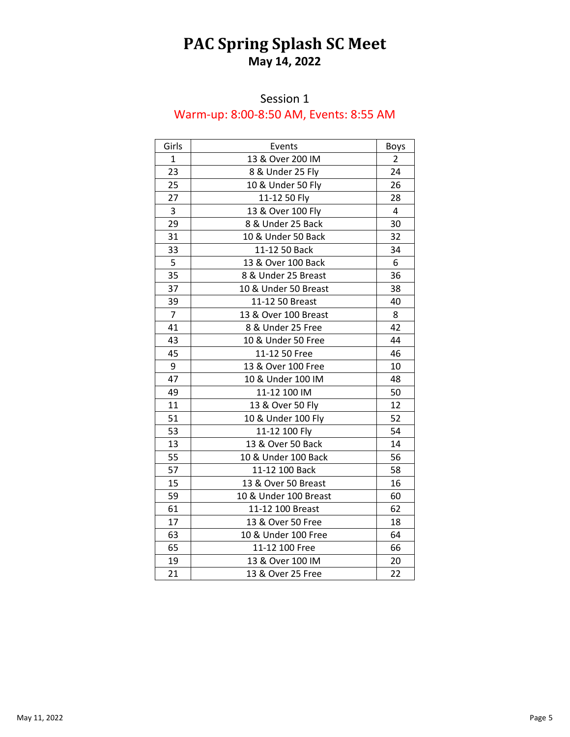# PAC Spring Splash SC Meet

**May 14, 2022**

## Session 1

Warm-up: 8:00-8:50 AM, Events: 8:55 AM

| Girls | Events | Boys |
|---|---|---|
| 1 | 13 & Over 200 IM | 2 |
| 23 | 8 & Under 25 Fly | 24 |
| 25 | 10 & Under 50 Fly | 26 |
| 27 | 11-12 50 Fly | 28 |
| 3 | 13 & Over 100 Fly | 4 |
| 29 | 8 & Under 25 Back | 30 |
| 31 | 10 & Under 50 Back | 32 |
| 33 | 11-12 50 Back | 34 |
| 5 | 13 & Over 100 Back | 6 |
| 35 | 8 & Under 25 Breast | 36 |
| 37 | 10 & Under 50 Breast | 38 |
| 39 | 11-12 50 Breast | 40 |
| 7 | 13 & Over 100 Breast | 8 |
| 41 | 8 & Under 25 Free | 42 |
| 43 | 10 & Under 50 Free | 44 |
| 45 | 11-12 50 Free | 46 |
| 9 | 13 & Over 100 Free | 10 |
| 47 | 10 & Under 100 IM | 48 |
| 49 | 11-12 100 IM | 50 |
| 11 | 13 & Over 50 Fly | 12 |
| 51 | 10 & Under 100 Fly | 52 |
| 53 | 11-12 100 Fly | 54 |
| 13 | 13 & Over 50 Back | 14 |
| 55 | 10 & Under 100 Back | 56 |
| 57 | 11-12 100 Back | 58 |
| 15 | 13 & Over 50 Breast | 16 |
| 59 | 10 & Under 100 Breast | 60 |
| 61 | 11-12 100 Breast | 62 |
| 17 | 13 & Over 50 Free | 18 |
| 63 | 10 & Under 100 Free | 64 |
| 65 | 11-12 100 Free | 66 |
| 19 | 13 & Over 100 IM | 20 |
| 21 | 13 & Over 25 Free | 22 |